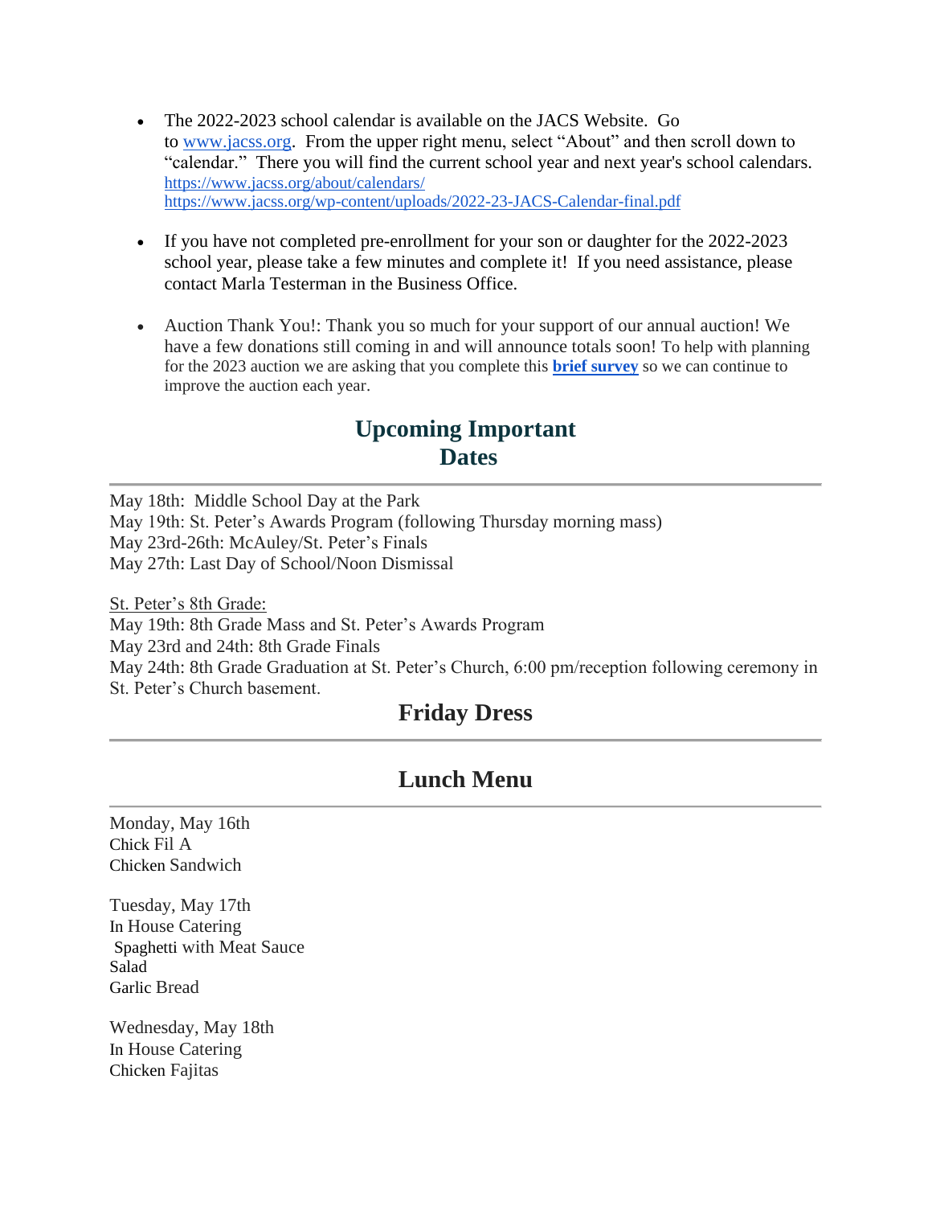- The 2022-2023 school calendar is available on the JACS Website. Go to www.jacss.org. From the upper right menu, select "About" and then scroll down to "calendar." There you will find the current school year and next year's school calendars.
  https://www.jacss.org/about/calendars/
  https://www.jacss.org/wp-content/uploads/2022-23-JACS-Calendar-final.pdf

- If you have not completed pre-enrollment for your son or daughter for the 2022-2023 school year, please take a few minutes and complete it! If you need assistance, please contact Marla Testerman in the Business Office.

- Auction Thank You!: Thank you so much for your support of our annual auction! We have a few donations still coming in and will announce totals soon! To help with planning for the 2023 auction we are asking that you complete this **brief survey** so we can continue to improve the auction each year.

## Upcoming Important Dates

May 18th: Middle School Day at the Park
May 19th: St. Peter's Awards Program (following Thursday morning mass)
May 23rd-26th: McAuley/St. Peter's Finals
May 27th: Last Day of School/Noon Dismissal

St. Peter's 8th Grade:
May 19th: 8th Grade Mass and St. Peter's Awards Program
May 23rd and 24th: 8th Grade Finals
May 24th: 8th Grade Graduation at St. Peter's Church, 6:00 pm/reception following ceremony in St. Peter's Church basement.

## Friday Dress

## Lunch Menu

Monday, May 16th
Chick Fil A
Chicken Sandwich

Tuesday, May 17th
In House Catering
Spaghetti with Meat Sauce
Salad
Garlic Bread

Wednesday, May 18th
In House Catering
Chicken Fajitas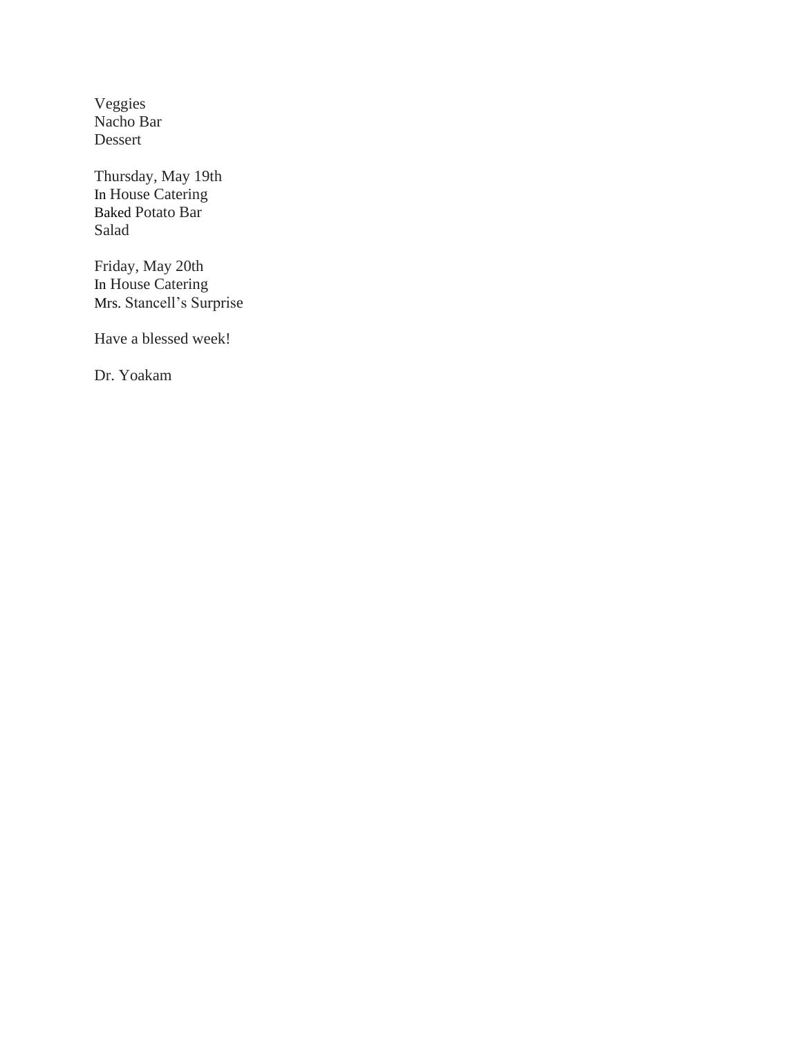Veggies
Nacho Bar
Dessert

Thursday, May 19th
In House Catering
Baked Potato Bar
Salad

Friday, May 20th
In House Catering
Mrs. Stancell's Surprise

Have a blessed week!

Dr. Yoakam